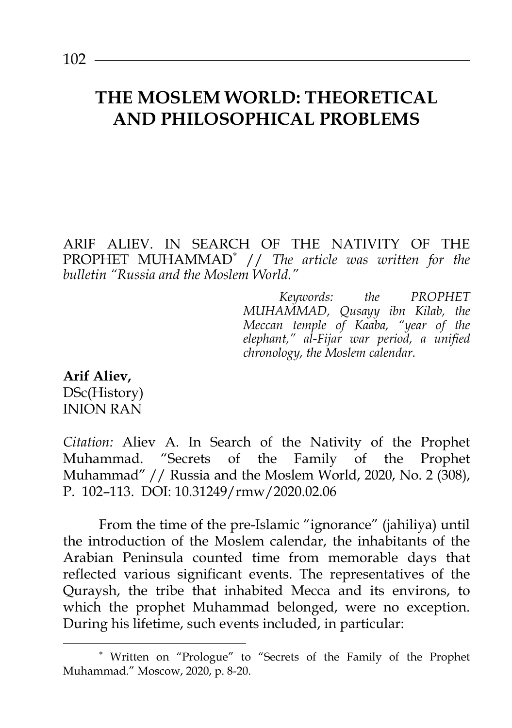# THE MOSLEM WORLD: THEORETICAL AND PHILOSOPHICAL PROBLEMS

ARIF ALIEV. IN SEARCH OF THE NATIVITY OF THE PROPHET MUHAMMAD[*] // *The article was written for the bulletin "Russia and the Moslem World."*

> *Keywords: the PROPHET MUHAMMAD, Qusayy ibn Kilab, the Meccan temple of Kaaba, "year of the elephant," al-Fijar war period, a unified chronology, the Moslem calendar.*

**Arif Aliev,**
DSc(History)
INION RAN

*Citation:* Aliev A. In Search of the Nativity of the Prophet Muhammad. "Secrets of the Family of the Prophet Muhammad" // Russia and the Moslem World, 2020, No. 2 (308), P. 102–113. DOI: 10.31249/rmw/2020.02.06

From the time of the pre-Islamic "ignorance" (jahiliya) until the introduction of the Moslem calendar, the inhabitants of the Arabian Peninsula counted time from memorable days that reflected various significant events. The representatives of the Quraysh, the tribe that inhabited Mecca and its environs, to which the prophet Muhammad belonged, were no exception. During his lifetime, such events included, in particular:

---

[*] Written on "Prologue" to "Secrets of the Family of the Prophet Muhammad." Moscow, 2020, p. 8-20.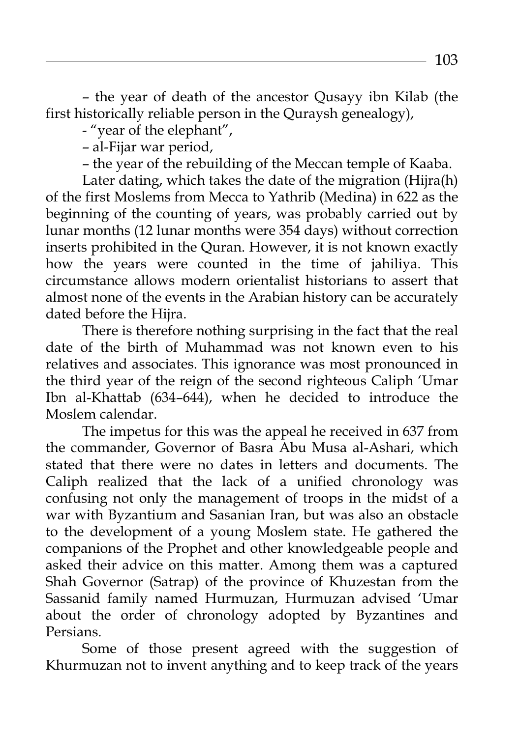– the year of death of the ancestor Qusayy ibn Kilab (the first historically reliable person in the Quraysh genealogy),

- "year of the elephant",

– al-Fijar war period,

– the year of the rebuilding of the Meccan temple of Kaaba.

Later dating, which takes the date of the migration (Hijra(h) of the first Moslems from Mecca to Yathrib (Medina) in 622 as the beginning of the counting of years, was probably carried out by lunar months (12 lunar months were 354 days) without correction inserts prohibited in the Quran. However, it is not known exactly how the years were counted in the time of jahiliya. This circumstance allows modern orientalist historians to assert that almost none of the events in the Arabian history can be accurately dated before the Hijra.

There is therefore nothing surprising in the fact that the real date of the birth of Muhammad was not known even to his relatives and associates. This ignorance was most pronounced in the third year of the reign of the second righteous Caliph 'Umar Ibn al-Khattab (634–644), when he decided to introduce the Moslem calendar.

The impetus for this was the appeal he received in 637 from the commander, Governor of Basra Abu Musa al-Ashari, which stated that there were no dates in letters and documents. The Caliph realized that the lack of a unified chronology was confusing not only the management of troops in the midst of a war with Byzantium and Sasanian Iran, but was also an obstacle to the development of a young Moslem state. He gathered the companions of the Prophet and other knowledgeable people and asked their advice on this matter. Among them was a captured Shah Governor (Satrap) of the province of Khuzestan from the Sassanid family named Hurmuzan, Hurmuzan advised 'Umar about the order of chronology adopted by Byzantines and Persians.

Some of those present agreed with the suggestion of Khurmuzan not to invent anything and to keep track of the years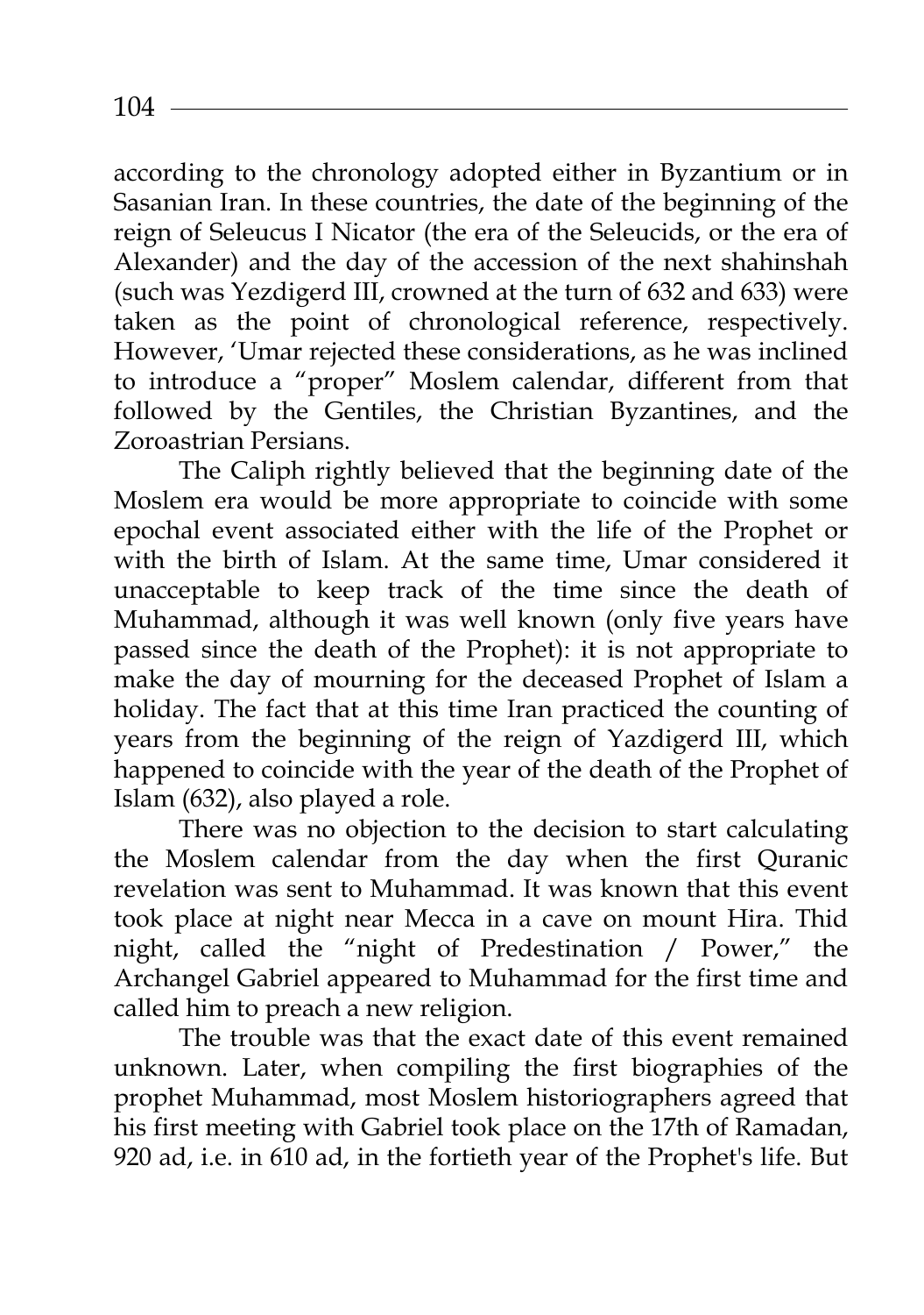according to the chronology adopted either in Byzantium or in Sasanian Iran. In these countries, the date of the beginning of the reign of Seleucus I Nicator (the era of the Seleucids, or the era of Alexander) and the day of the accession of the next shahinshah (such was Yezdigerd III, crowned at the turn of 632 and 633) were taken as the point of chronological reference, respectively. However, 'Umar rejected these considerations, as he was inclined to introduce a "proper" Moslem calendar, different from that followed by the Gentiles, the Christian Byzantines, and the Zoroastrian Persians.

The Caliph rightly believed that the beginning date of the Moslem era would be more appropriate to coincide with some epochal event associated either with the life of the Prophet or with the birth of Islam. At the same time, Umar considered it unacceptable to keep track of the time since the death of Muhammad, although it was well known (only five years have passed since the death of the Prophet): it is not appropriate to make the day of mourning for the deceased Prophet of Islam a holiday. The fact that at this time Iran practiced the counting of years from the beginning of the reign of Yazdigerd III, which happened to coincide with the year of the death of the Prophet of Islam (632), also played a role.

There was no objection to the decision to start calculating the Moslem calendar from the day when the first Quranic revelation was sent to Muhammad. It was known that this event took place at night near Mecca in a cave on mount Hira. Thid night, called the "night of Predestination / Power," the Archangel Gabriel appeared to Muhammad for the first time and called him to preach a new religion.

The trouble was that the exact date of this event remained unknown. Later, when compiling the first biographies of the prophet Muhammad, most Moslem historiographers agreed that his first meeting with Gabriel took place on the 17th of Ramadan, 920 ad, i.e. in 610 ad, in the fortieth year of the Prophet's life. But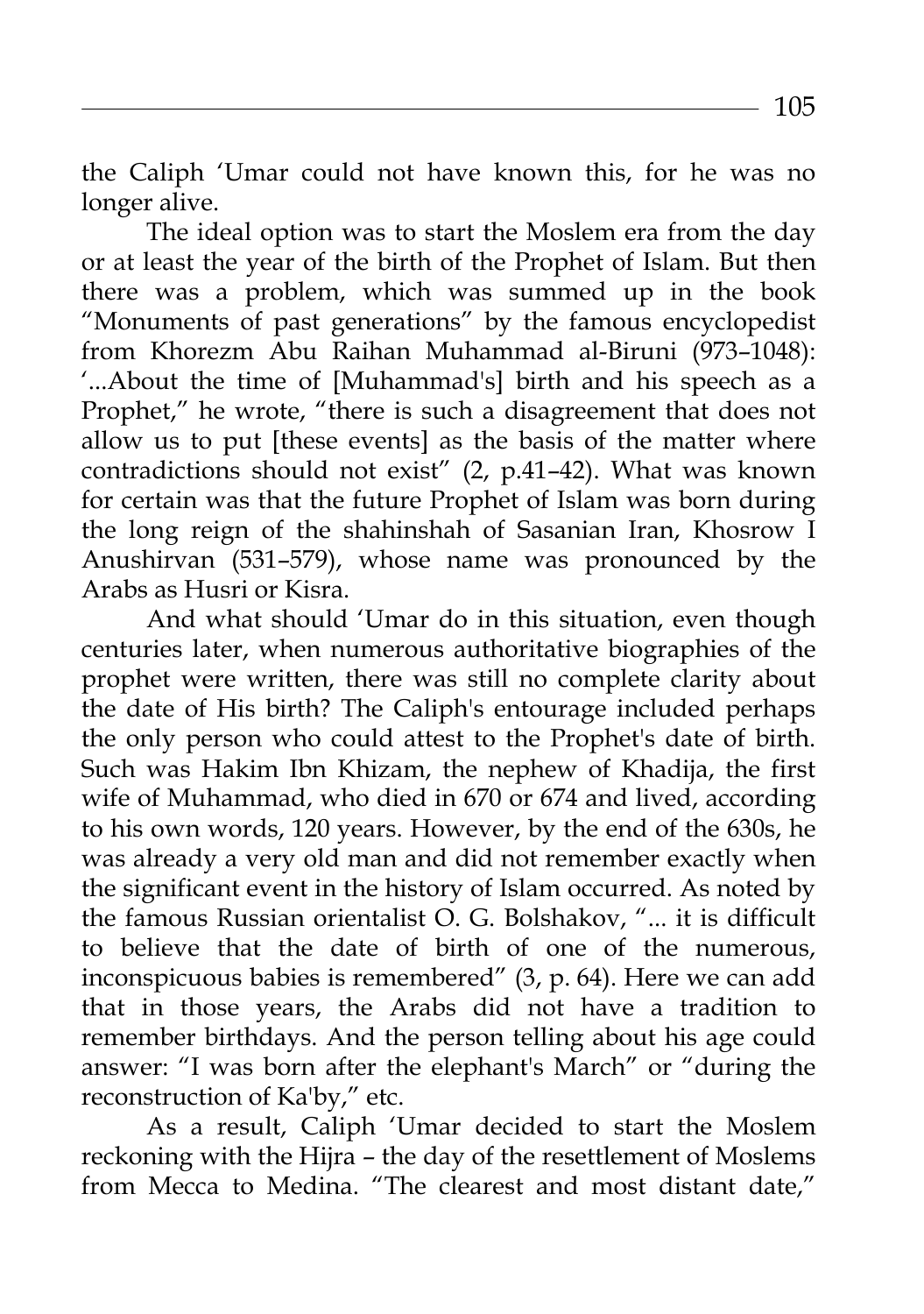the Caliph ʻUmar could not have known this, for he was no longer alive.

The ideal option was to start the Moslem era from the day or at least the year of the birth of the Prophet of Islam. But then there was a problem, which was summed up in the book "Monuments of past generations" by the famous encyclopedist from Khorezm Abu Raihan Muhammad al-Biruni (973–1048): '...About the time of [Muhammad's] birth and his speech as a Prophet," he wrote, "there is such a disagreement that does not allow us to put [these events] as the basis of the matter where contradictions should not exist" (2, p.41–42). What was known for certain was that the future Prophet of Islam was born during the long reign of the shahinshah of Sasanian Iran, Khosrow I Anushirvan (531–579), whose name was pronounced by the Arabs as Husri or Kisra.

And what should ʻUmar do in this situation, even though centuries later, when numerous authoritative biographies of the prophet were written, there was still no complete clarity about the date of His birth? The Caliph's entourage included perhaps the only person who could attest to the Prophet's date of birth. Such was Hakim Ibn Khizam, the nephew of Khadija, the first wife of Muhammad, who died in 670 or 674 and lived, according to his own words, 120 years. However, by the end of the 630s, he was already a very old man and did not remember exactly when the significant event in the history of Islam occurred. As noted by the famous Russian orientalist O. G. Bolshakov, "... it is difficult to believe that the date of birth of one of the numerous, inconspicuous babies is remembered" (3, p. 64). Here we can add that in those years, the Arabs did not have a tradition to remember birthdays. And the person telling about his age could answer: "I was born after the elephant's March" or "during the reconstruction of Ka'by," etc.

As a result, Caliph ʻUmar decided to start the Moslem reckoning with the Hijra – the day of the resettlement of Moslems from Mecca to Medina. "The clearest and most distant date,"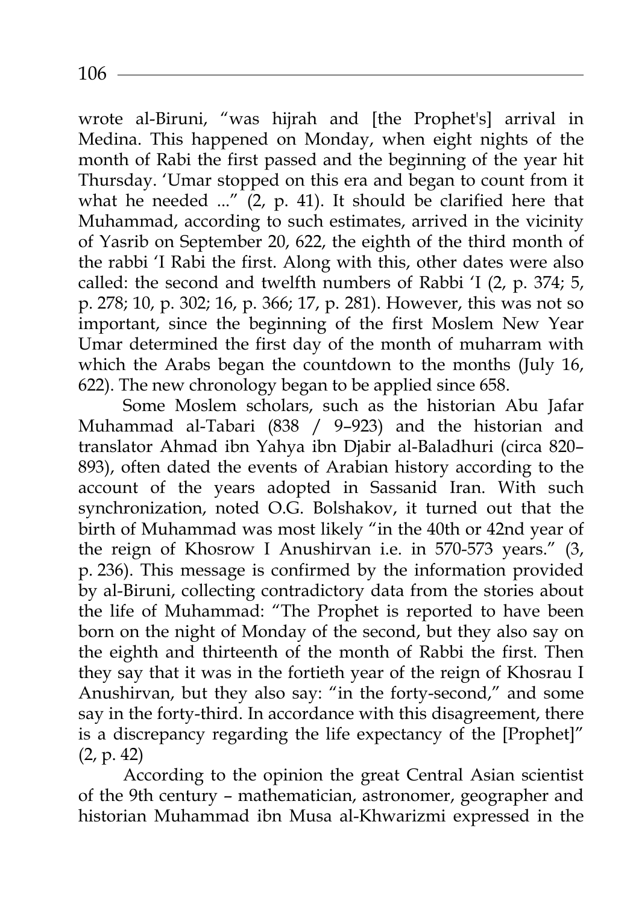wrote al-Biruni, "was hijrah and [the Prophet's] arrival in Medina. This happened on Monday, when eight nights of the month of Rabi the first passed and the beginning of the year hit Thursday. 'Umar stopped on this era and began to count from it what he needed ..." (2, p. 41). It should be clarified here that Muhammad, according to such estimates, arrived in the vicinity of Yasrib on September 20, 622, the eighth of the third month of the rabbi 'I Rabi the first. Along with this, other dates were also called: the second and twelfth numbers of Rabbi 'I (2, p. 374; 5, p. 278; 10, p. 302; 16, p. 366; 17, p. 281). However, this was not so important, since the beginning of the first Moslem New Year Umar determined the first day of the month of muharram with which the Arabs began the countdown to the months (July 16, 622). The new chronology began to be applied since 658.

Some Moslem scholars, such as the historian Abu Jafar Muhammad al-Tabari (838 / 9–923) and the historian and translator Ahmad ibn Yahya ibn Djabir al-Baladhuri (circa 820–893), often dated the events of Arabian history according to the account of the years adopted in Sassanid Iran. With such synchronization, noted O.G. Bolshakov, it turned out that the birth of Muhammad was most likely "in the 40th or 42nd year of the reign of Khosrow I Anushirvan i.e. in 570-573 years." (3, p. 236). This message is confirmed by the information provided by al-Biruni, collecting contradictory data from the stories about the life of Muhammad: "The Prophet is reported to have been born on the night of Monday of the second, but they also say on the eighth and thirteenth of the month of Rabbi the first. Then they say that it was in the fortieth year of the reign of Khosrau I Anushirvan, but they also say: "in the forty-second," and some say in the forty-third. In accordance with this disagreement, there is a discrepancy regarding the life expectancy of the [Prophet]" (2, p. 42)

According to the opinion the great Central Asian scientist of the 9th century – mathematician, astronomer, geographer and historian Muhammad ibn Musa al-Khwarizmi expressed in the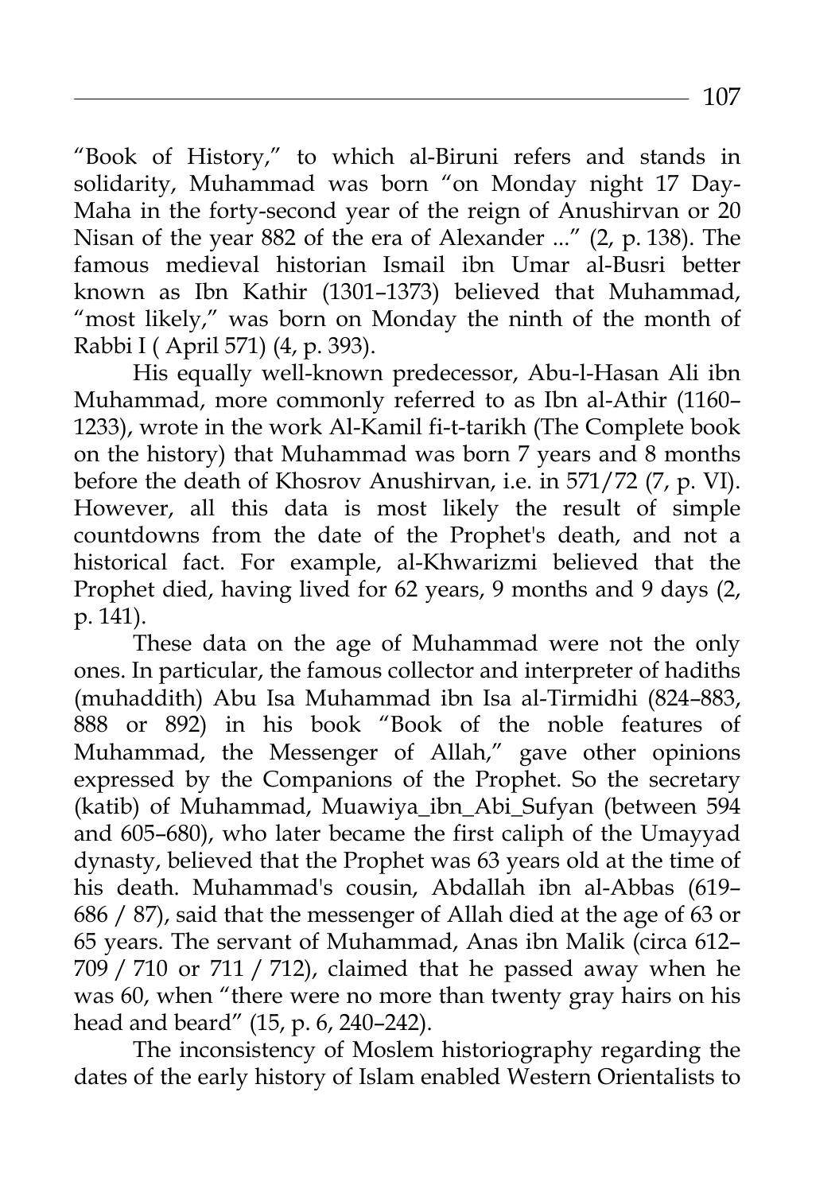"Book of History," to which al-Biruni refers and stands in solidarity, Muhammad was born "on Monday night 17 Day-Maha in the forty-second year of the reign of Anushirvan or 20 Nisan of the year 882 of the era of Alexander ..." (2, p. 138). The famous medieval historian Ismail ibn Umar al-Busri better known as Ibn Kathir (1301–1373) believed that Muhammad, "most likely," was born on Monday the ninth of the month of Rabbi I ( April 571) (4, p. 393).

His equally well-known predecessor, Abu-l-Hasan Ali ibn Muhammad, more commonly referred to as Ibn al-Athir (1160–1233), wrote in the work Al-Kamil fi-t-tarikh (The Complete book on the history) that Muhammad was born 7 years and 8 months before the death of Khosrov Anushirvan, i.e. in 571/72 (7, p. VI). However, all this data is most likely the result of simple countdowns from the date of the Prophet's death, and not a historical fact. For example, al-Khwarizmi believed that the Prophet died, having lived for 62 years, 9 months and 9 days (2, p. 141).

These data on the age of Muhammad were not the only ones. In particular, the famous collector and interpreter of hadiths (muhaddith) Abu Isa Muhammad ibn Isa al-Tirmidhi (824–883, 888 or 892) in his book "Book of the noble features of Muhammad, the Messenger of Allah," gave other opinions expressed by the Companions of the Prophet. So the secretary (katib) of Muhammad, Muawiya_ibn_Abi_Sufyan (between 594 and 605–680), who later became the first caliph of the Umayyad dynasty, believed that the Prophet was 63 years old at the time of his death. Muhammad's cousin, Abdallah ibn al-Abbas (619–686 / 87), said that the messenger of Allah died at the age of 63 or 65 years. The servant of Muhammad, Anas ibn Malik (circa 612–709 / 710 or 711 / 712), claimed that he passed away when he was 60, when "there were no more than twenty gray hairs on his head and beard" (15, p. 6, 240–242).

The inconsistency of Moslem historiography regarding the dates of the early history of Islam enabled Western Orientalists to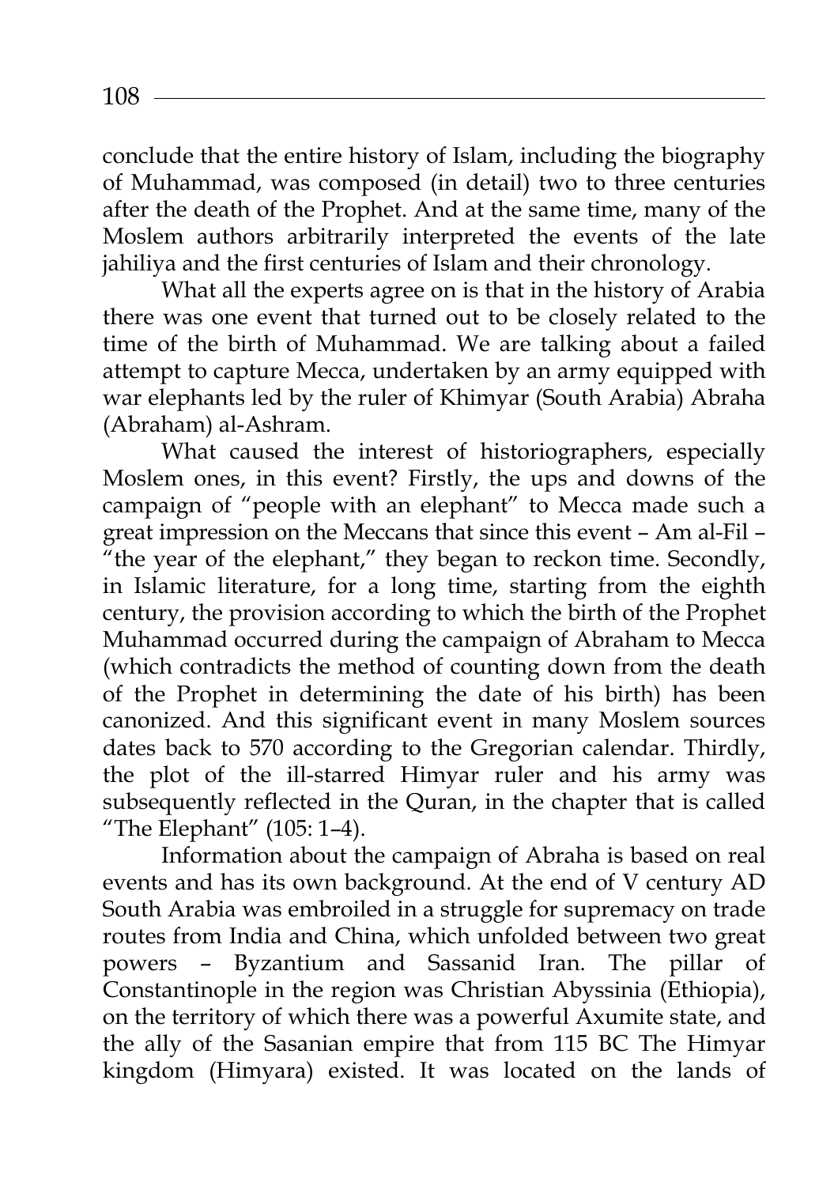conclude that the entire history of Islam, including the biography of Muhammad, was composed (in detail) two to three centuries after the death of the Prophet. And at the same time, many of the Moslem authors arbitrarily interpreted the events of the late jahiliya and the first centuries of Islam and their chronology.

What all the experts agree on is that in the history of Arabia there was one event that turned out to be closely related to the time of the birth of Muhammad. We are talking about a failed attempt to capture Mecca, undertaken by an army equipped with war elephants led by the ruler of Khimyar (South Arabia) Abraha (Abraham) al-Ashram.

What caused the interest of historiographers, especially Moslem ones, in this event? Firstly, the ups and downs of the campaign of "people with an elephant" to Mecca made such a great impression on the Meccans that since this event – Am al-Fil – "the year of the elephant," they began to reckon time. Secondly, in Islamic literature, for a long time, starting from the eighth century, the provision according to which the birth of the Prophet Muhammad occurred during the campaign of Abraham to Mecca (which contradicts the method of counting down from the death of the Prophet in determining the date of his birth) has been canonized. And this significant event in many Moslem sources dates back to 570 according to the Gregorian calendar. Thirdly, the plot of the ill-starred Himyar ruler and his army was subsequently reflected in the Quran, in the chapter that is called "The Elephant" (105: 1–4).

Information about the campaign of Abraha is based on real events and has its own background. At the end of V century AD South Arabia was embroiled in a struggle for supremacy on trade routes from India and China, which unfolded between two great powers – Byzantium and Sassanid Iran. The pillar of Constantinople in the region was Christian Abyssinia (Ethiopia), on the territory of which there was a powerful Axumite state, and the ally of the Sasanian empire that from 115 BC The Himyar kingdom (Himyara) existed. It was located on the lands of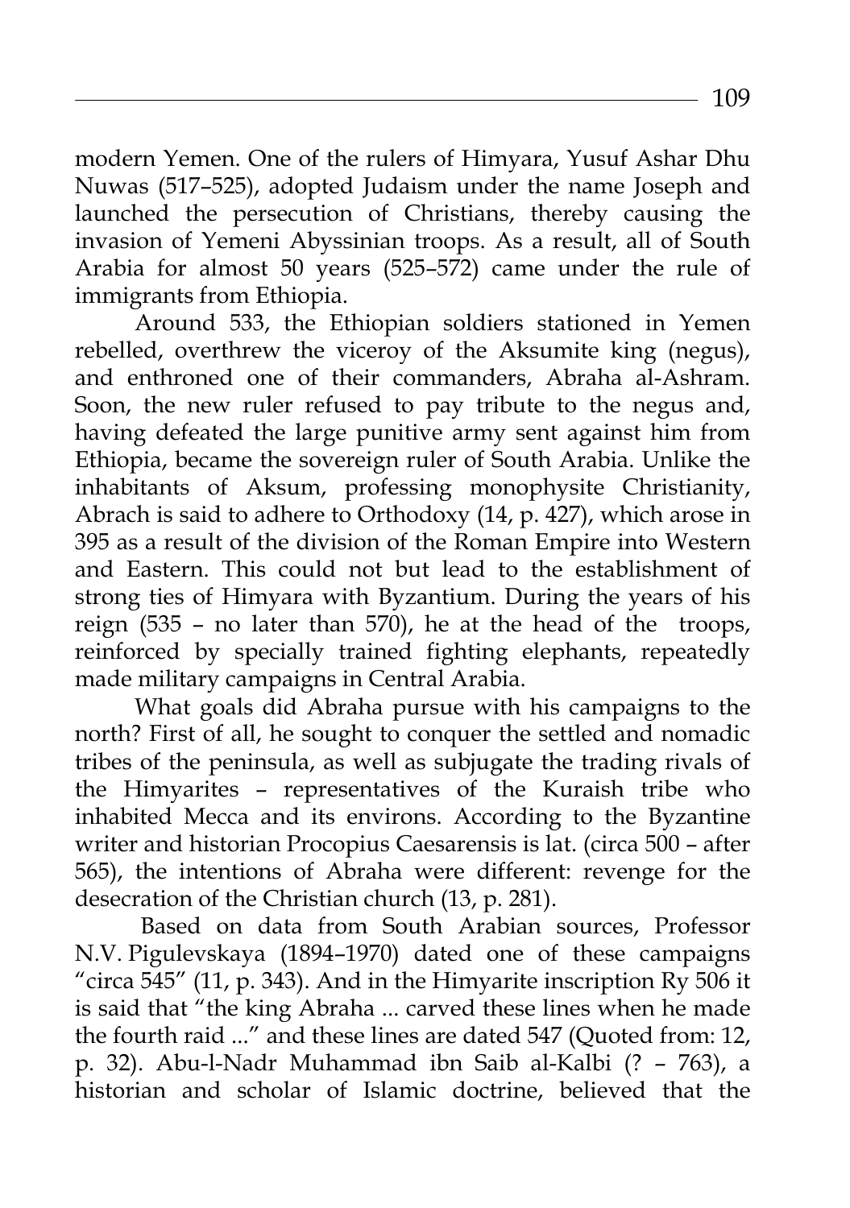modern Yemen. One of the rulers of Himyara, Yusuf Ashar Dhu Nuwas (517–525), adopted Judaism under the name Joseph and launched the persecution of Christians, thereby causing the invasion of Yemeni Abyssinian troops. As a result, all of South Arabia for almost 50 years (525–572) came under the rule of immigrants from Ethiopia.

Around 533, the Ethiopian soldiers stationed in Yemen rebelled, overthrew the viceroy of the Aksumite king (negus), and enthroned one of their commanders, Abraha al-Ashram. Soon, the new ruler refused to pay tribute to the negus and, having defeated the large punitive army sent against him from Ethiopia, became the sovereign ruler of South Arabia. Unlike the inhabitants of Aksum, professing monophysite Christianity, Abrach is said to adhere to Orthodoxy (14, p. 427), which arose in 395 as a result of the division of the Roman Empire into Western and Eastern. This could not but lead to the establishment of strong ties of Himyara with Byzantium. During the years of his reign (535 – no later than 570), he at the head of the troops, reinforced by specially trained fighting elephants, repeatedly made military campaigns in Central Arabia.

What goals did Abraha pursue with his campaigns to the north? First of all, he sought to conquer the settled and nomadic tribes of the peninsula, as well as subjugate the trading rivals of the Himyarites – representatives of the Kuraish tribe who inhabited Mecca and its environs. According to the Byzantine writer and historian Procopius Caesarensis is lat. (circa 500 – after 565), the intentions of Abraha were different: revenge for the desecration of the Christian church (13, p. 281).

Based on data from South Arabian sources, Professor N.V. Pigulevskaya (1894–1970) dated one of these campaigns "circa 545" (11, p. 343). And in the Himyarite inscription Ry 506 it is said that "the king Abraha ... carved these lines when he made the fourth raid ..." and these lines are dated 547 (Quoted from: 12, p. 32). Abu-l-Nadr Muhammad ibn Saib al-Kalbi (? – 763), a historian and scholar of Islamic doctrine, believed that the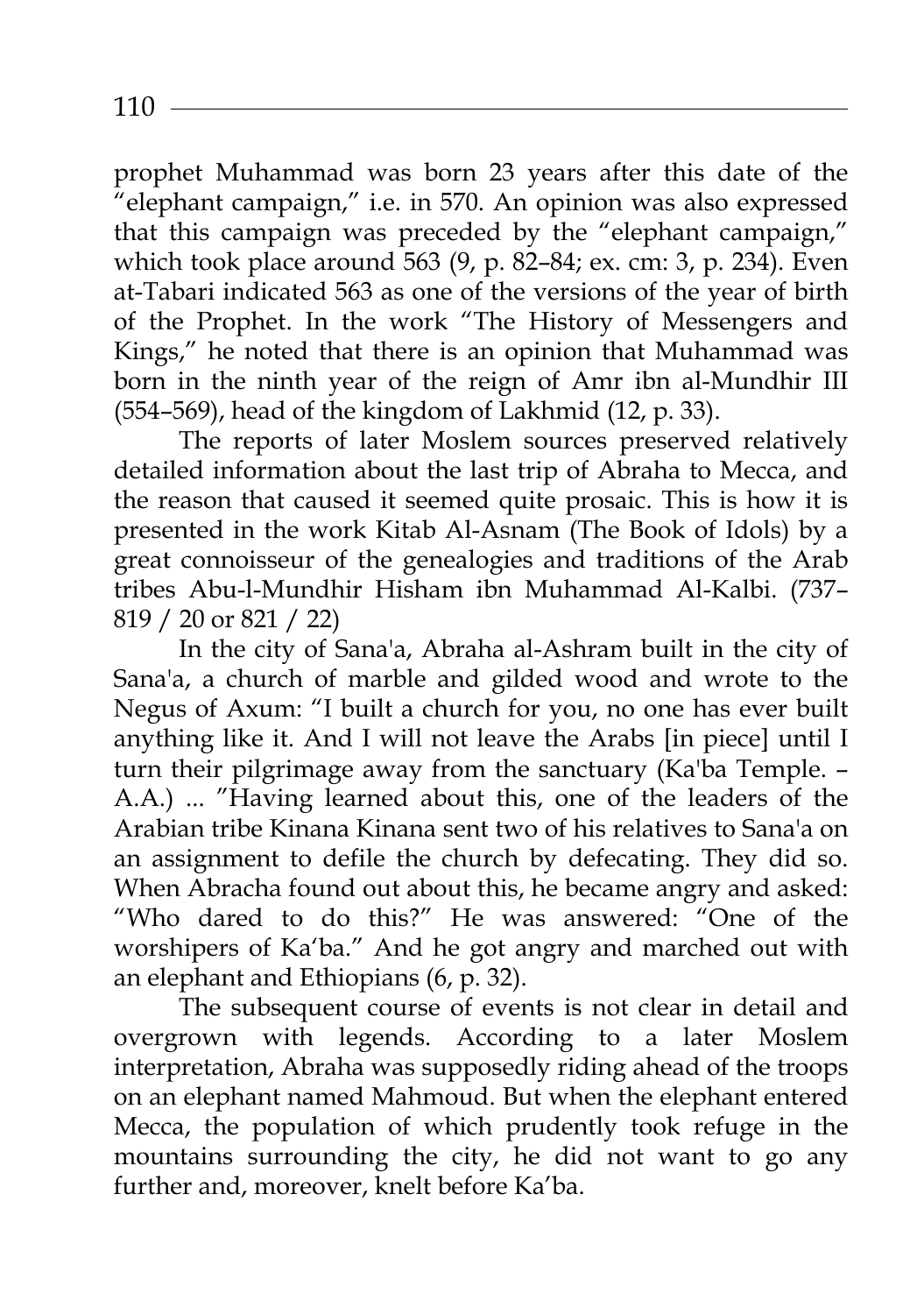prophet Muhammad was born 23 years after this date of the "elephant campaign," i.e. in 570. An opinion was also expressed that this campaign was preceded by the "elephant campaign," which took place around 563 (9, p. 82–84; ex. cm: 3, p. 234). Even at-Tabari indicated 563 as one of the versions of the year of birth of the Prophet. In the work "The History of Messengers and Kings," he noted that there is an opinion that Muhammad was born in the ninth year of the reign of Amr ibn al-Mundhir III (554–569), head of the kingdom of Lakhmid (12, p. 33).

The reports of later Moslem sources preserved relatively detailed information about the last trip of Abraha to Mecca, and the reason that caused it seemed quite prosaic. This is how it is presented in the work Kitab Al-Asnam (The Book of Idols) by a great connoisseur of the genealogies and traditions of the Arab tribes Abu-l-Mundhir Hisham ibn Muhammad Al-Kalbi. (737–819 / 20 or 821 / 22)

In the city of Sana'a, Abraha al-Ashram built in the city of Sana'a, a church of marble and gilded wood and wrote to the Negus of Axum: "I built a church for you, no one has ever built anything like it. And I will not leave the Arabs [in piece] until I turn their pilgrimage away from the sanctuary (Ka'ba Temple. – A.A.) ... "Having learned about this, one of the leaders of the Arabian tribe Kinana Kinana sent two of his relatives to Sana'a on an assignment to defile the church by defecating. They did so. When Abracha found out about this, he became angry and asked: "Who dared to do this?" He was answered: "One of the worshipers of Ka'ba." And he got angry and marched out with an elephant and Ethiopians (6, p. 32).

The subsequent course of events is not clear in detail and overgrown with legends. According to a later Moslem interpretation, Abraha was supposedly riding ahead of the troops on an elephant named Mahmoud. But when the elephant entered Mecca, the population of which prudently took refuge in the mountains surrounding the city, he did not want to go any further and, moreover, knelt before Ka'ba.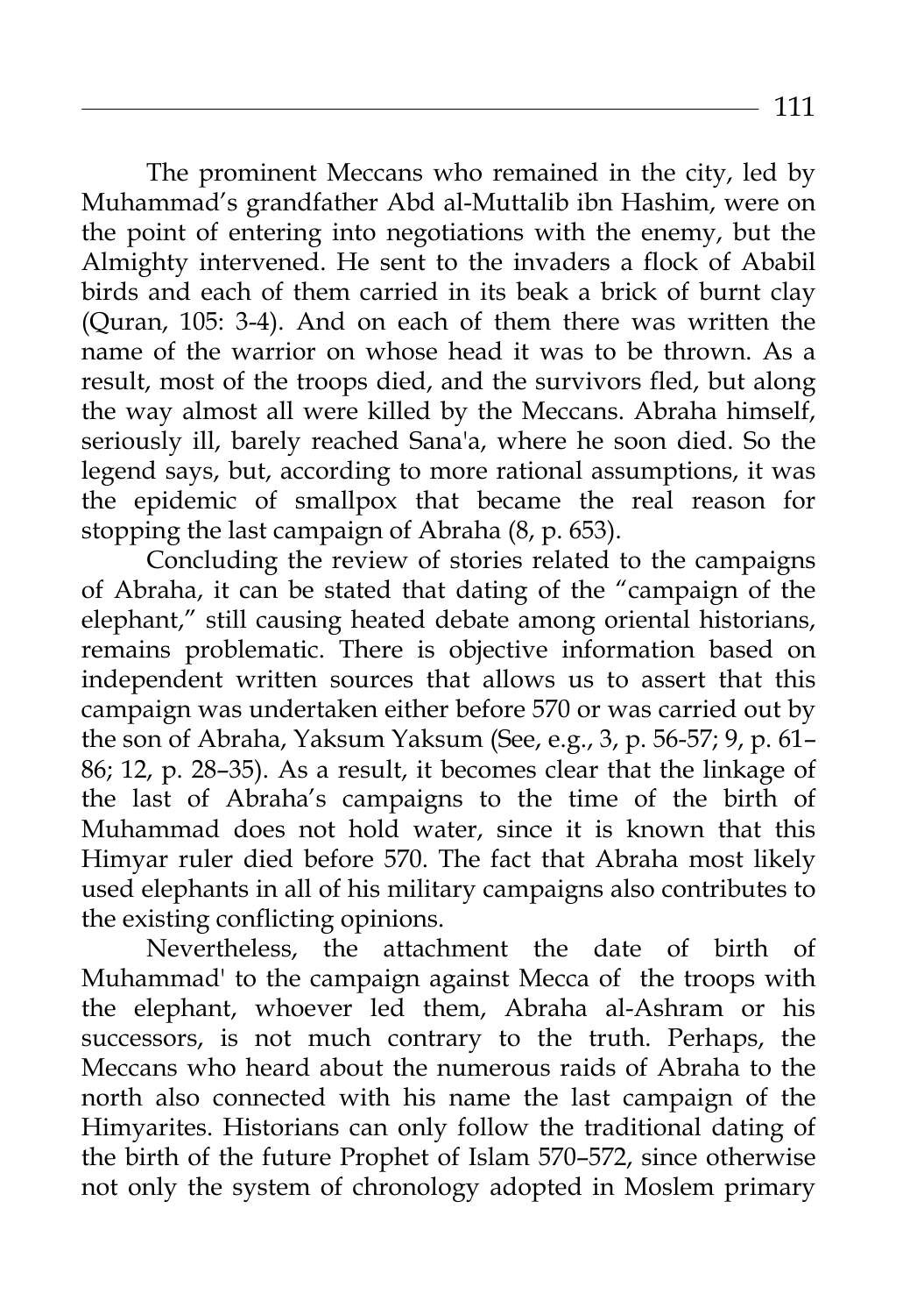The prominent Meccans who remained in the city, led by Muhammad's grandfather Abd al-Muttalib ibn Hashim, were on the point of entering into negotiations with the enemy, but the Almighty intervened. He sent to the invaders a flock of Ababil birds and each of them carried in its beak a brick of burnt clay (Quran, 105: 3-4). And on each of them there was written the name of the warrior on whose head it was to be thrown. As a result, most of the troops died, and the survivors fled, but along the way almost all were killed by the Meccans. Abraha himself, seriously ill, barely reached Sana'a, where he soon died. So the legend says, but, according to more rational assumptions, it was the epidemic of smallpox that became the real reason for stopping the last campaign of Abraha (8, p. 653).

Concluding the review of stories related to the campaigns of Abraha, it can be stated that dating of the "campaign of the elephant," still causing heated debate among oriental historians, remains problematic. There is objective information based on independent written sources that allows us to assert that this campaign was undertaken either before 570 or was carried out by the son of Abraha, Yaksum Yaksum (See, e.g., 3, p. 56-57; 9, p. 61–86; 12, p. 28–35). As a result, it becomes clear that the linkage of the last of Abraha's campaigns to the time of the birth of Muhammad does not hold water, since it is known that this Himyar ruler died before 570. The fact that Abraha most likely used elephants in all of his military campaigns also contributes to the existing conflicting opinions.

Nevertheless, the attachment the date of birth of Muhammad' to the campaign against Mecca of the troops with the elephant, whoever led them, Abraha al-Ashram or his successors, is not much contrary to the truth. Perhaps, the Meccans who heard about the numerous raids of Abraha to the north also connected with his name the last campaign of the Himyarites. Historians can only follow the traditional dating of the birth of the future Prophet of Islam 570–572, since otherwise not only the system of chronology adopted in Moslem primary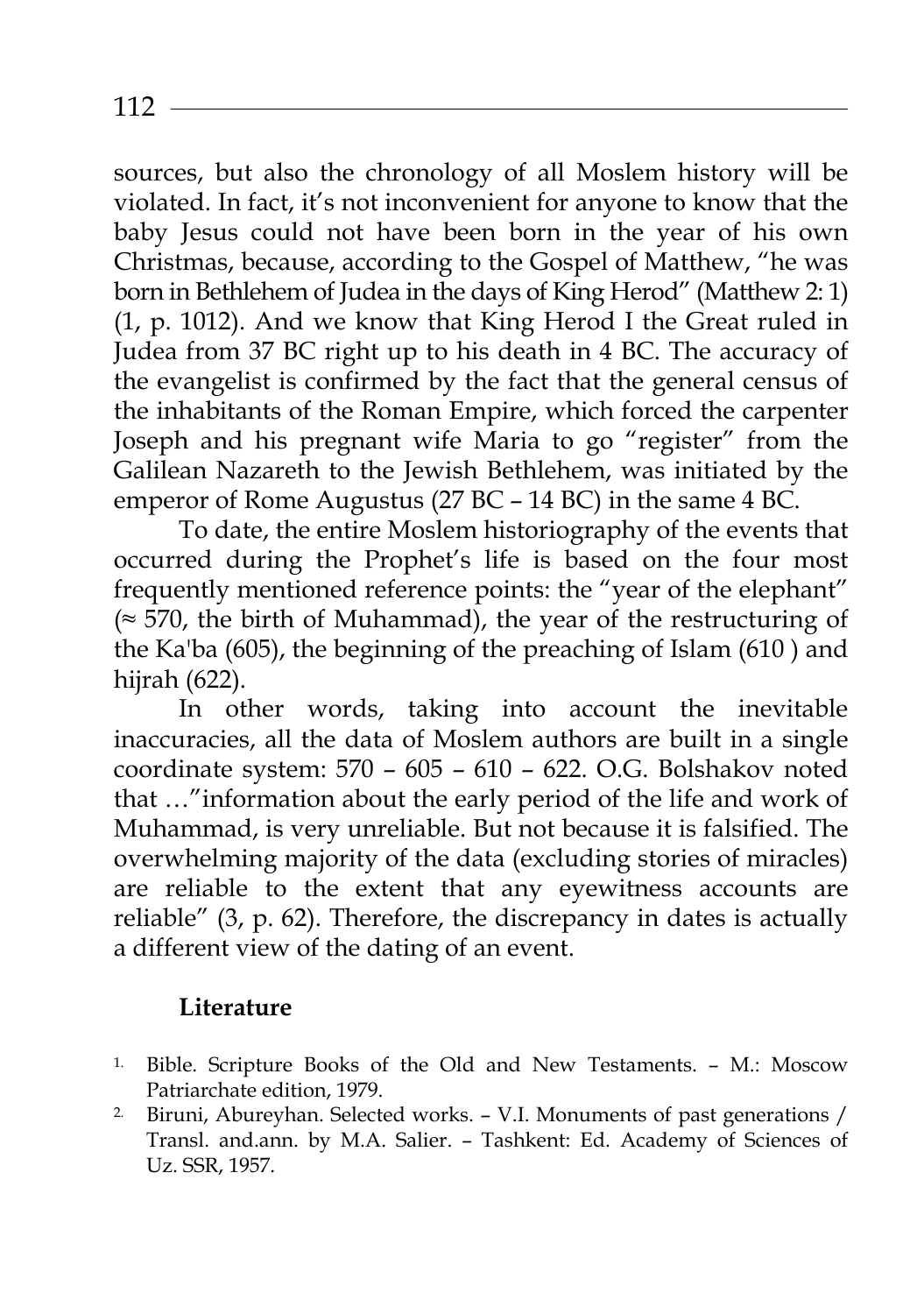sources, but also the chronology of all Moslem history will be violated. In fact, it's not inconvenient for anyone to know that the baby Jesus could not have been born in the year of his own Christmas, because, according to the Gospel of Matthew, "he was born in Bethlehem of Judea in the days of King Herod" (Matthew 2: 1) (1, p. 1012). And we know that King Herod I the Great ruled in Judea from 37 BC right up to his death in 4 BC. The accuracy of the evangelist is confirmed by the fact that the general census of the inhabitants of the Roman Empire, which forced the carpenter Joseph and his pregnant wife Maria to go "register" from the Galilean Nazareth to the Jewish Bethlehem, was initiated by the emperor of Rome Augustus (27 BC – 14 BC) in the same 4 BC.

To date, the entire Moslem historiography of the events that occurred during the Prophet's life is based on the four most frequently mentioned reference points: the "year of the elephant" (≈ 570, the birth of Muhammad), the year of the restructuring of the Ka'ba (605), the beginning of the preaching of Islam (610 ) and hijrah (622).

In other words, taking into account the inevitable inaccuracies, all the data of Moslem authors are built in a single coordinate system: 570 – 605 – 610 – 622. O.G. Bolshakov noted that …"information about the early period of the life and work of Muhammad, is very unreliable. But not because it is falsified. The overwhelming majority of the data (excluding stories of miracles) are reliable to the extent that any eyewitness accounts are reliable" (3, p. 62). Therefore, the discrepancy in dates is actually a different view of the dating of an event.

**Literature**

1. Bible. Scripture Books of the Old and New Testaments. – M.: Moscow Patriarchate edition, 1979.
2. Biruni, Abureyhan. Selected works. – V.I. Monuments of past generations / Transl. and.ann. by M.A. Salier. – Tashkent: Ed. Academy of Sciences of Uz. SSR, 1957.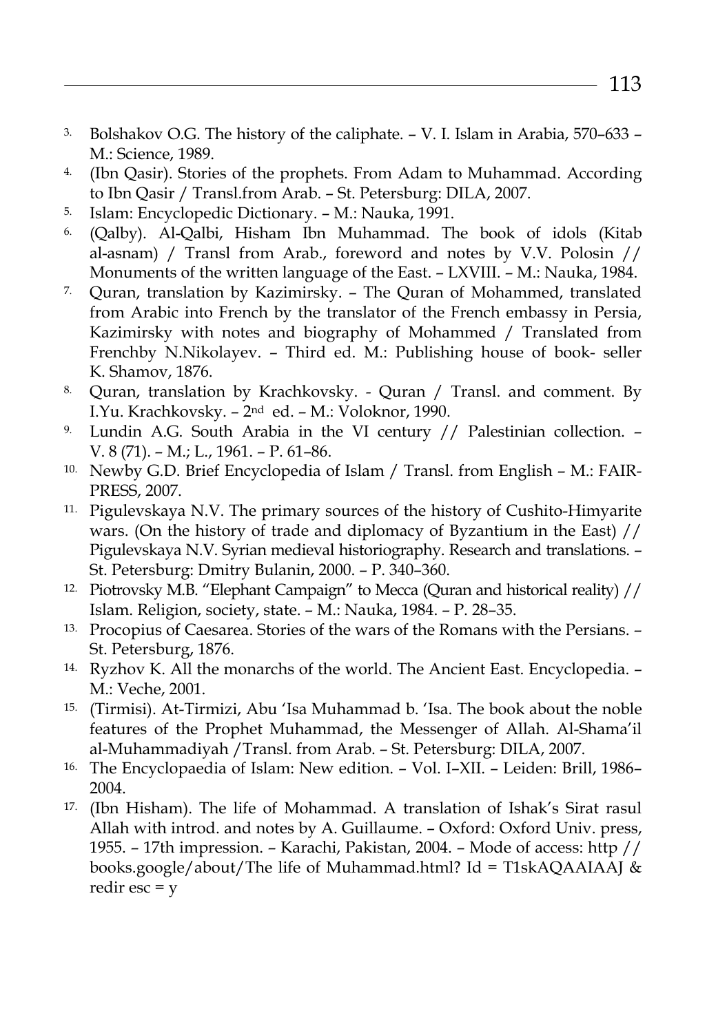3. Bolshakov O.G. The history of the caliphate. – V. I. Islam in Arabia, 570–633 – M.: Science, 1989.
4. (Ibn Qasir). Stories of the prophets. From Adam to Muhammad. According to Ibn Qasir / Transl.from Arab. – St. Petersburg: DILA, 2007.
5. Islam: Encyclopedic Dictionary. – M.: Nauka, 1991.
6. (Qalby). Al-Qalbi, Hisham Ibn Muhammad. The book of idols (Kitab al-asnam) / Transl from Arab., foreword and notes by V.V. Polosin // Monuments of the written language of the East. – LXVIII. – M.: Nauka, 1984.
7. Quran, translation by Kazimirsky. – The Quran of Mohammed, translated from Arabic into French by the translator of the French embassy in Persia, Kazimirsky with notes and biography of Mohammed / Translated from Frenchby N.Nikolayev. – Third ed. M.: Publishing house of book- seller K. Shamov, 1876.
8. Quran, translation by Krachkovsky. - Quran / Transl. and comment. By I.Yu. Krachkovsky. – 2nd ed. – M.: Voloknor, 1990.
9. Lundin A.G. South Arabia in the VI century // Palestinian collection. – V. 8 (71). – M.; L., 1961. – P. 61–86.
10. Newby G.D. Brief Encyclopedia of Islam / Transl. from English – M.: FAIR-PRESS, 2007.
11. Pigulevskaya N.V. The primary sources of the history of Cushito-Himyarite wars. (On the history of trade and diplomacy of Byzantium in the East) // Pigulevskaya N.V. Syrian medieval historiography. Research and translations. – St. Petersburg: Dmitry Bulanin, 2000. – P. 340–360.
12. Piotrovsky M.B. "Elephant Campaign" to Mecca (Quran and historical reality) // Islam. Religion, society, state. – M.: Nauka, 1984. – P. 28–35.
13. Procopius of Caesarea. Stories of the wars of the Romans with the Persians. – St. Petersburg, 1876.
14. Ryzhov K. All the monarchs of the world. The Ancient East. Encyclopedia. – M.: Veche, 2001.
15. (Tirmisi). At-Tirmizi, Abu 'Isa Muhammad b. 'Isa. The book about the noble features of the Prophet Muhammad, the Messenger of Allah. Al-Shama'il al-Muhammadiyah /Transl. from Arab. – St. Petersburg: DILA, 2007.
16. The Encyclopaedia of Islam: New edition. – Vol. I–XII. – Leiden: Brill, 1986–2004.
17. (Ibn Hisham). The life of Mohammad. A translation of Ishak's Sirat rasul Allah with introd. and notes by A. Guillaume. – Oxford: Oxford Univ. press, 1955. – 17th impression. – Karachi, Pakistan, 2004. – Mode of access: http // books.google/about/The life of Muhammad.html? Id = T1skAQAAIAAJ & redir esc = y